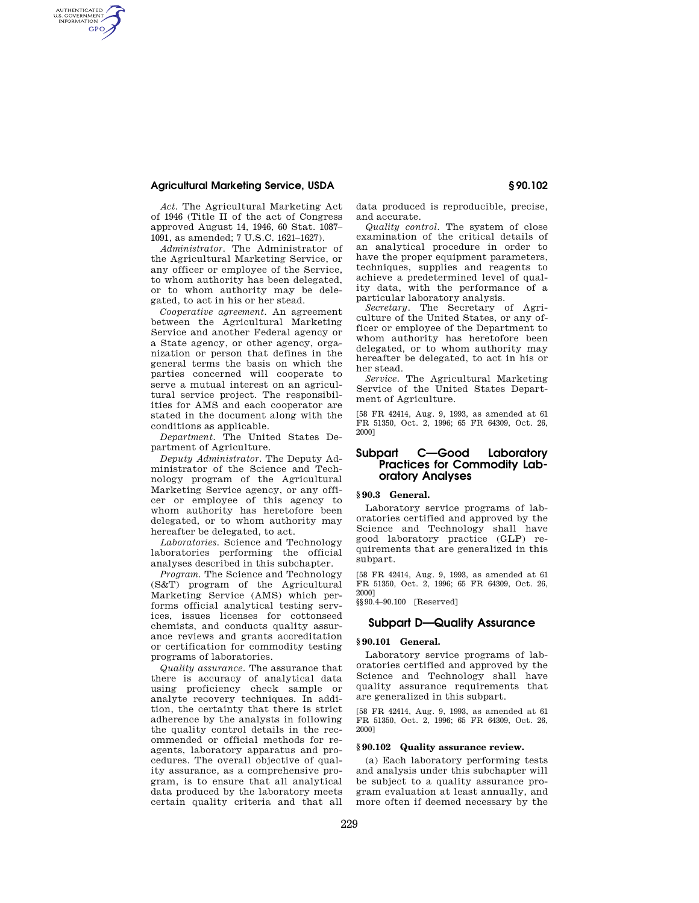*Act.* The Agricultural Marketing Act of 1946 (Title II of the act of Congress approved August 14, 1946, 60 Stat. 1087–1091, as amended; 7 U.S.C. 1621–1627).

*Administrator.* The Administrator of the Agricultural Marketing Service, or any officer or employee of the Service, to whom authority has been delegated, or to whom authority may be delegated, to act in his or her stead.

*Cooperative agreement.* An agreement between the Agricultural Marketing Service and another Federal agency or a State agency, or other agency, organization or person that defines in the general terms the basis on which the parties concerned will cooperate to serve a mutual interest on an agricultural service project. The responsibilities for AMS and each cooperator are stated in the document along with the conditions as applicable.

*Department.* The United States Department of Agriculture.

*Deputy Administrator.* The Deputy Administrator of the Science and Technology program of the Agricultural Marketing Service agency, or any officer or employee of this agency to whom authority has heretofore been delegated, or to whom authority may hereafter be delegated, to act.

*Laboratories.* Science and Technology laboratories performing the official analyses described in this subchapter.

*Program.* The Science and Technology (S&T) program of the Agricultural Marketing Service (AMS) which performs official analytical testing services, issues licenses for cottonseed chemists, and conducts quality assurance reviews and grants accreditation or certification for commodity testing programs of laboratories.

*Quality assurance.* The assurance that there is accuracy of analytical data using proficiency check sample or analyte recovery techniques. In addition, the certainty that there is strict adherence by the analysts in following the quality control details in the recommended or official methods for reagents, laboratory apparatus and procedures. The overall objective of quality assurance, as a comprehensive program, is to ensure that all analytical data produced by the laboratory meets certain quality criteria and that all data produced is reproducible, precise, and accurate.

*Quality control.* The system of close examination of the critical details of an analytical procedure in order to have the proper equipment parameters, techniques, supplies and reagents to achieve a predetermined level of quality data, with the performance of a particular laboratory analysis.

*Secretary.* The Secretary of Agriculture of the United States, or any officer or employee of the Department to whom authority has heretofore been delegated, or to whom authority may hereafter be delegated, to act in his or her stead.

*Service.* The Agricultural Marketing Service of the United States Department of Agriculture.

[58 FR 42414, Aug. 9, 1993, as amended at 61 FR 51350, Oct. 2, 1996; 65 FR 64309, Oct. 26, 2000]

## Subpart C—Good Laboratory Practices for Commodity Laboratory Analyses

### § 90.3 General.

Laboratory service programs of laboratories certified and approved by the Science and Technology shall have good laboratory practice (GLP) requirements that are generalized in this subpart.

[58 FR 42414, Aug. 9, 1993, as amended at 61 FR 51350, Oct. 2, 1996; 65 FR 64309, Oct. 26, 2000]

§§ 90.4–90.100 [Reserved]

## Subpart D—Quality Assurance

### § 90.101 General.

Laboratory service programs of laboratories certified and approved by the Science and Technology shall have quality assurance requirements that are generalized in this subpart.

[58 FR 42414, Aug. 9, 1993, as amended at 61 FR 51350, Oct. 2, 1996; 65 FR 64309, Oct. 26, 2000]

### § 90.102 Quality assurance review.

(a) Each laboratory performing tests and analysis under this subchapter will be subject to a quality assurance program evaluation at least annually, and more often if deemed necessary by the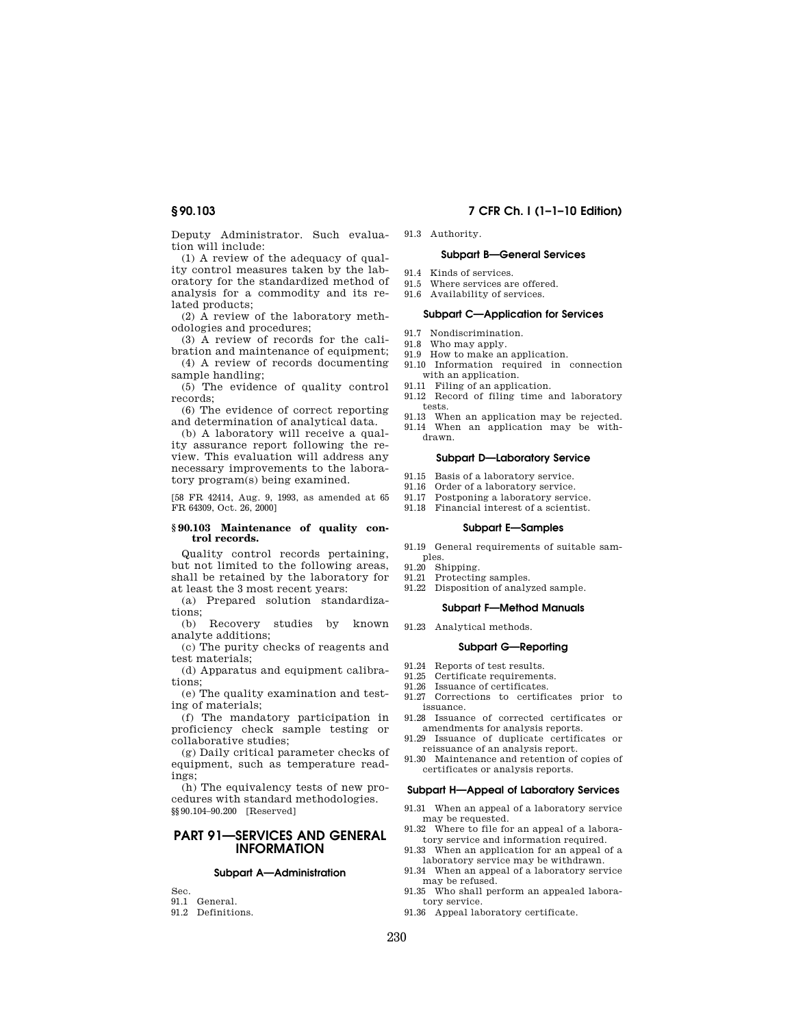Deputy Administrator. Such evaluation will include:

(1) A review of the adequacy of quality control measures taken by the laboratory for the standardized method of analysis for a commodity and its related products;

(2) A review of the laboratory methodologies and procedures;

(3) A review of records for the calibration and maintenance of equipment;

(4) A review of records documenting sample handling;

(5) The evidence of quality control records;

(6) The evidence of correct reporting and determination of analytical data.

(b) A laboratory will receive a quality assurance report following the review. This evaluation will address any necessary improvements to the laboratory program(s) being examined.

[58 FR 42414, Aug. 9, 1993, as amended at 65 FR 64309, Oct. 26, 2000]

### § 90.103 Maintenance of quality control records.

Quality control records pertaining, but not limited to the following areas, shall be retained by the laboratory for at least the 3 most recent years:

(a) Prepared solution standardizations;

(b) Recovery studies by known analyte additions;

(c) The purity checks of reagents and test materials;

(d) Apparatus and equipment calibrations;

(e) The quality examination and testing of materials;

(f) The mandatory participation in proficiency check sample testing or collaborative studies;

(g) Daily critical parameter checks of equipment, such as temperature readings;

(h) The equivalency tests of new procedures with standard methodologies.

§§ 90.104–90.200 [Reserved]

# PART 91—SERVICES AND GENERAL INFORMATION

### Subpart A—Administration

Sec.
91.1 General.
91.2 Definitions.
91.3 Authority.

### Subpart B—General Services

91.4 Kinds of services.
91.5 Where services are offered.
91.6 Availability of services.

### Subpart C—Application for Services

91.7 Nondiscrimination.
91.8 Who may apply.
91.9 How to make an application.
91.10 Information required in connection with an application.
91.11 Filing of an application.
91.12 Record of filing time and laboratory tests.
91.13 When an application may be rejected.
91.14 When an application may be withdrawn.

### Subpart D—Laboratory Service

91.15 Basis of a laboratory service.
91.16 Order of a laboratory service.
91.17 Postponing a laboratory service.
91.18 Financial interest of a scientist.

### Subpart E—Samples

91.19 General requirements of suitable samples.
91.20 Shipping.
91.21 Protecting samples.
91.22 Disposition of analyzed sample.

### Subpart F—Method Manuals

91.23 Analytical methods.

### Subpart G—Reporting

91.24 Reports of test results.
91.25 Certificate requirements.
91.26 Issuance of certificates.
91.27 Corrections to certificates prior to issuance.
91.28 Issuance of corrected certificates or amendments for analysis reports.
91.29 Issuance of duplicate certificates or reissuance of an analysis report.
91.30 Maintenance and retention of copies of certificates or analysis reports.

### Subpart H—Appeal of Laboratory Services

91.31 When an appeal of a laboratory service may be requested.
91.32 Where to file for an appeal of a laboratory service and information required.
91.33 When an application for an appeal of a laboratory service may be withdrawn.
91.34 When an appeal of a laboratory service may be refused.
91.35 Who shall perform an appealed laboratory service.
91.36 Appeal laboratory certificate.